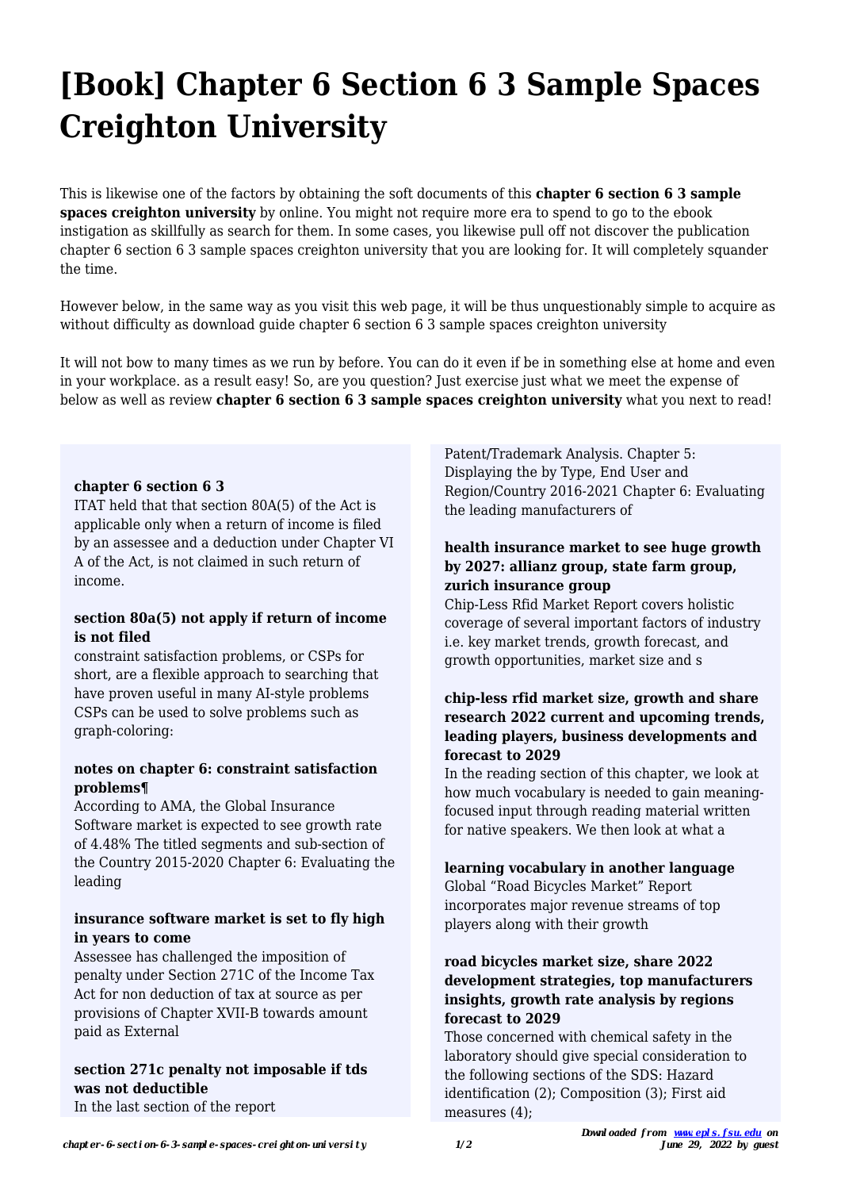# [Book] Chapter 6 Section 6 3 Sample Spaces Creighton University

This is likewise one of the factors by obtaining the soft documents of this **chapter 6 section 6 3 sample spaces creighton university** by online. You might not require more era to spend to go to the ebook instigation as skillfully as search for them. In some cases, you likewise pull off not discover the publication chapter 6 section 6 3 sample spaces creighton university that you are looking for. It will completely squander the time.

However below, in the same way as you visit this web page, it will be thus unquestionably simple to acquire as without difficulty as download guide chapter 6 section 6 3 sample spaces creighton university

It will not bow to many times as we run by before. You can do it even if be in something else at home and even in your workplace. as a result easy! So, are you question? Just exercise just what we meet the expense of below as well as review **chapter 6 section 6 3 sample spaces creighton university** what you next to read!

### chapter 6 section 6 3

ITAT held that that section 80A(5) of the Act is applicable only when a return of income is filed by an assessee and a deduction under Chapter VI A of the Act, is not claimed in such return of income.

### section 80a(5) not apply if return of income is not filed

constraint satisfaction problems, or CSPs for short, are a flexible approach to searching that have proven useful in many AI-style problems CSPs can be used to solve problems such as graph-coloring:

### notes on chapter 6: constraint satisfaction problems¶

According to AMA, the Global Insurance Software market is expected to see growth rate of 4.48% The titled segments and sub-section of the Country 2015-2020 Chapter 6: Evaluating the leading

### insurance software market is set to fly high in years to come

Assessee has challenged the imposition of penalty under Section 271C of the Income Tax Act for non deduction of tax at source as per provisions of Chapter XVII-B towards amount paid as External

### section 271c penalty not imposable if tds was not deductible

In the last section of the report Patent/Trademark Analysis. Chapter 5: Displaying the by Type, End User and Region/Country 2016-2021 Chapter 6: Evaluating the leading manufacturers of

### health insurance market to see huge growth by 2027: allianz group, state farm group, zurich insurance group

Chip-Less Rfid Market Report covers holistic coverage of several important factors of industry i.e. key market trends, growth forecast, and growth opportunities, market size and s

### chip-less rfid market size, growth and share research 2022 current and upcoming trends, leading players, business developments and forecast to 2029

In the reading section of this chapter, we look at how much vocabulary is needed to gain meaning-focused input through reading material written for native speakers. We then look at what a

### learning vocabulary in another language

Global "Road Bicycles Market" Report incorporates major revenue streams of top players along with their growth

### road bicycles market size, share 2022 development strategies, top manufacturers insights, growth rate analysis by regions forecast to 2029

Those concerned with chemical safety in the laboratory should give special consideration to the following sections of the SDS: Hazard identification (2); Composition (3); First aid measures (4);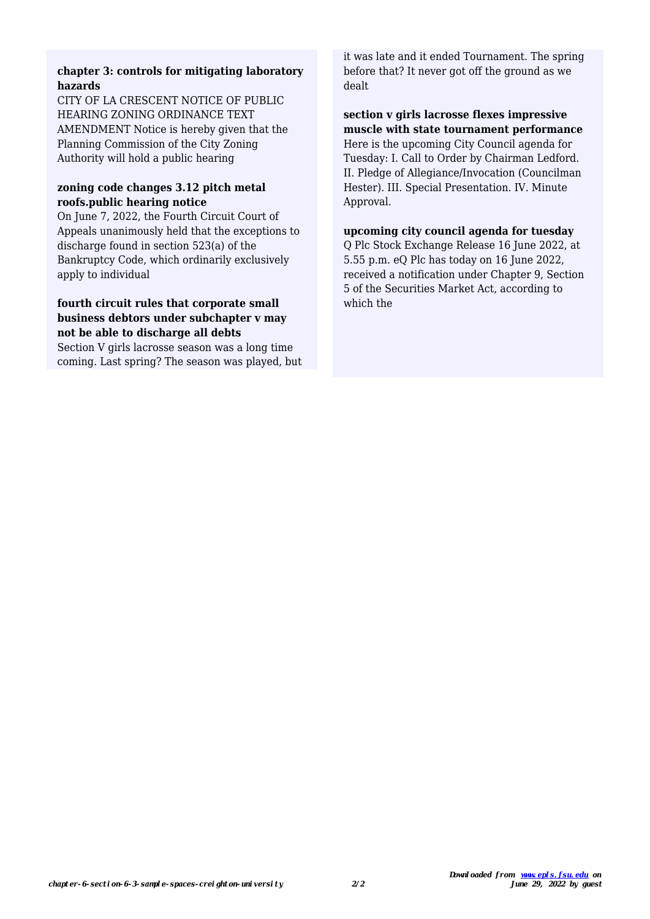**chapter 3: controls for mitigating laboratory hazards**

CITY OF LA CRESCENT NOTICE OF PUBLIC HEARING ZONING ORDINANCE TEXT AMENDMENT Notice is hereby given that the Planning Commission of the City Zoning Authority will hold a public hearing

**zoning code changes 3.12 pitch metal roofs.public hearing notice**

On June 7, 2022, the Fourth Circuit Court of Appeals unanimously held that the exceptions to discharge found in section 523(a) of the Bankruptcy Code, which ordinarily exclusively apply to individual

**fourth circuit rules that corporate small business debtors under subchapter v may not be able to discharge all debts**

Section V girls lacrosse season was a long time coming. Last spring? The season was played, but it was late and it ended Tournament. The spring before that? It never got off the ground as we dealt

**section v girls lacrosse flexes impressive muscle with state tournament performance**

Here is the upcoming City Council agenda for Tuesday: I. Call to Order by Chairman Ledford. II. Pledge of Allegiance/Invocation (Councilman Hester). III. Special Presentation. IV. Minute Approval.

**upcoming city council agenda for tuesday**

Q Plc Stock Exchange Release 16 June 2022, at 5.55 p.m. eQ Plc has today on 16 June 2022, received a notification under Chapter 9, Section 5 of the Securities Market Act, according to which the